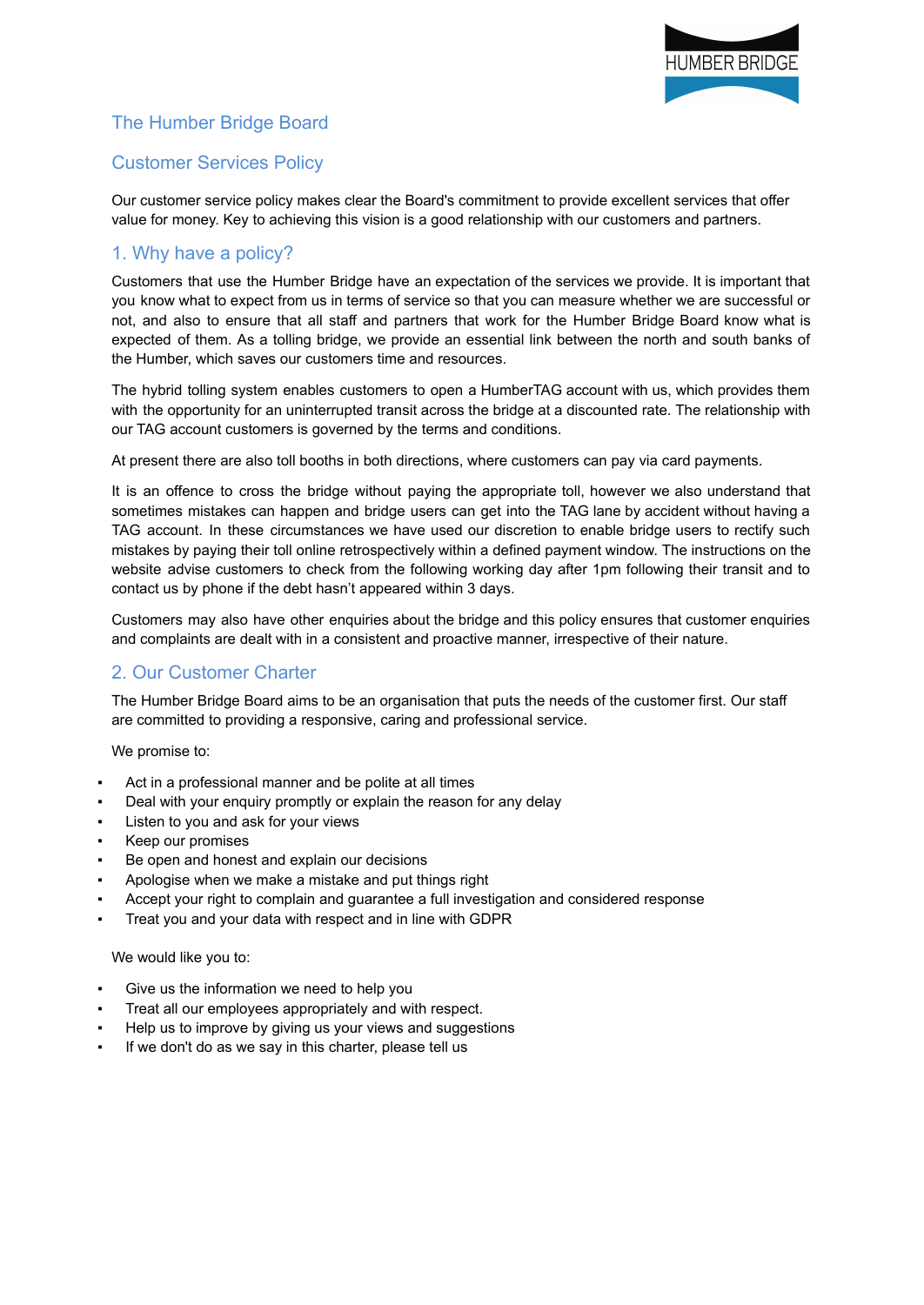# The Humber Bridge Board

## Customer Services Policy

Our customer service policy makes clear the Board's commitment to provide excellent services that offer value for money. Key to achieving this vision is a good relationship with our customers and partners.

## 1. Why have a policy?

Customers that use the Humber Bridge have an expectation of the services we provide. It is important that you know what to expect from us in terms of service so that you can measure whether we are successful or not, and also to ensure that all staff and partners that work for the Humber Bridge Board know what is expected of them. As a tolling bridge, we provide an essential link between the north and south banks of the Humber, which saves our customers time and resources.

The hybrid tolling system enables customers to open a HumberTAG account with us, which provides them with the opportunity for an uninterrupted transit across the bridge at a discounted rate. The relationship with our TAG account customers is governed by the terms and conditions.

At present there are also toll booths in both directions, where customers can pay via card payments.

It is an offence to cross the bridge without paying the appropriate toll, however we also understand that sometimes mistakes can happen and bridge users can get into the TAG lane by accident without having a TAG account. In these circumstances we have used our discretion to enable bridge users to rectify such mistakes by paying their toll online retrospectively within a defined payment window. The instructions on the website advise customers to check from the following working day after 1pm following their transit and to contact us by phone if the debt hasn't appeared within 3 days.

Customers may also have other enquiries about the bridge and this policy ensures that customer enquiries and complaints are dealt with in a consistent and proactive manner, irrespective of their nature.

## 2. Our Customer Charter

The Humber Bridge Board aims to be an organisation that puts the needs of the customer first. Our staff are committed to providing a responsive, caring and professional service.

We promise to:

- Act in a professional manner and be polite at all times
- Deal with your enquiry promptly or explain the reason for any delay
- Listen to you and ask for your views
- Keep our promises
- Be open and honest and explain our decisions
- Apologise when we make a mistake and put things right
- Accept your right to complain and guarantee a full investigation and considered response
- Treat you and your data with respect and in line with GDPR

We would like you to:

- Give us the information we need to help you
- Treat all our employees appropriately and with respect.
- Help us to improve by giving us your views and suggestions
- If we don't do as we say in this charter, please tell us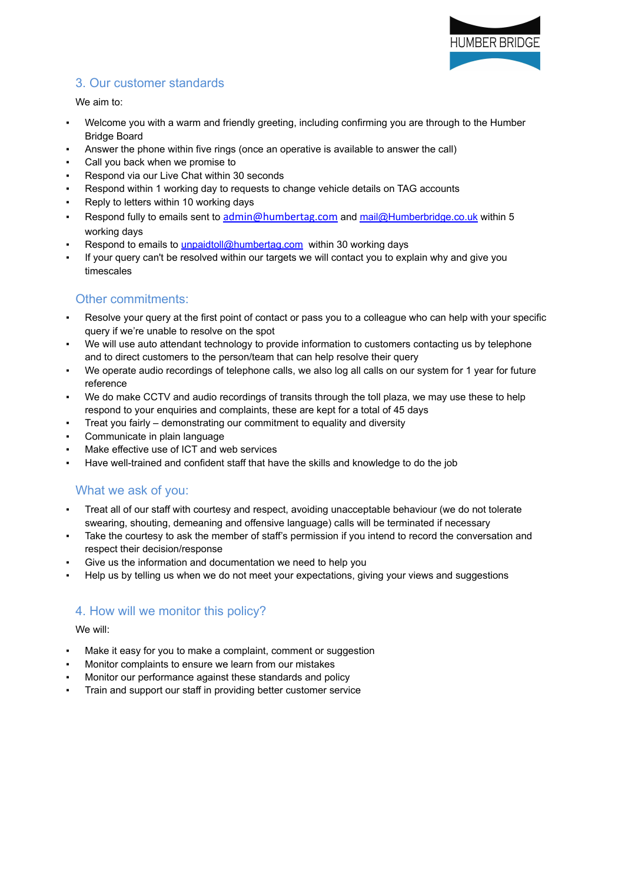## 3. Our customer standards

We aim to:

- Welcome you with a warm and friendly greeting, including confirming you are through to the Humber Bridge Board
- Answer the phone within five rings (once an operative is available to answer the call)
- Call you back when we promise to
- Respond via our Live Chat within 30 seconds
- Respond within 1 working day to requests to change vehicle details on TAG accounts
- Reply to letters within 10 working days
- Respond fully to emails sent to admin@humbertag.com and mail@Humberbridge.co.uk within 5 working days
- Respond to emails to unpaidtoll@humbertag.com within 30 working days
- If your query can't be resolved within our targets we will contact you to explain why and give you timescales

### Other commitments:

- Resolve your query at the first point of contact or pass you to a colleague who can help with your specific query if we're unable to resolve on the spot
- We will use auto attendant technology to provide information to customers contacting us by telephone and to direct customers to the person/team that can help resolve their query
- We operate audio recordings of telephone calls, we also log all calls on our system for 1 year for future reference
- We do make CCTV and audio recordings of transits through the toll plaza, we may use these to help respond to your enquiries and complaints, these are kept for a total of 45 days
- Treat you fairly – demonstrating our commitment to equality and diversity
- Communicate in plain language
- Make effective use of ICT and web services
- Have well-trained and confident staff that have the skills and knowledge to do the job

### What we ask of you:

- Treat all of our staff with courtesy and respect, avoiding unacceptable behaviour (we do not tolerate swearing, shouting, demeaning and offensive language) calls will be terminated if necessary
- Take the courtesy to ask the member of staff's permission if you intend to record the conversation and respect their decision/response
- Give us the information and documentation we need to help you
- Help us by telling us when we do not meet your expectations, giving your views and suggestions

## 4. How will we monitor this policy?

We will:

- Make it easy for you to make a complaint, comment or suggestion
- Monitor complaints to ensure we learn from our mistakes
- Monitor our performance against these standards and policy
- Train and support our staff in providing better customer service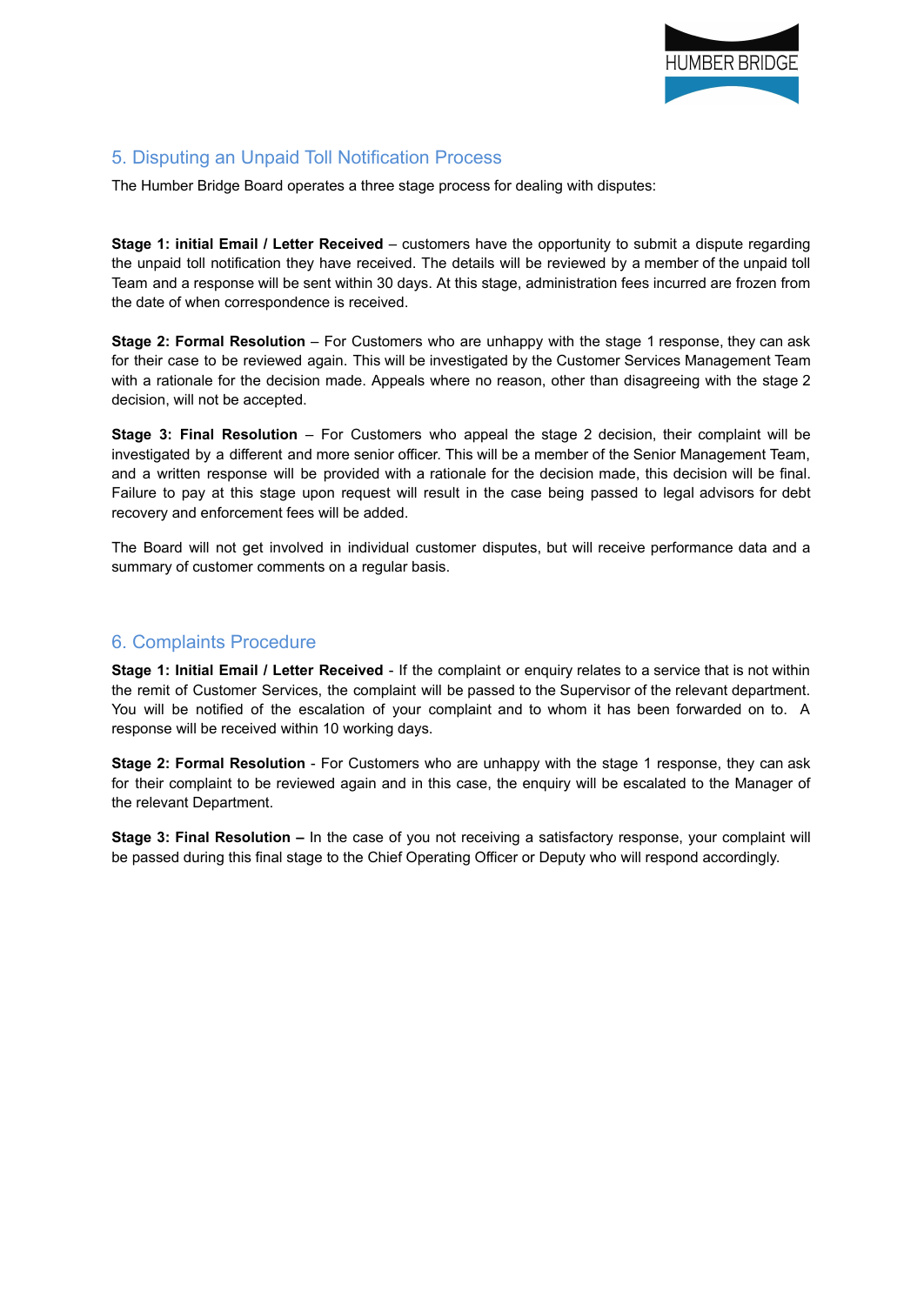## 5. Disputing an Unpaid Toll Notification Process

The Humber Bridge Board operates a three stage process for dealing with disputes:

**Stage 1: initial Email / Letter Received** – customers have the opportunity to submit a dispute regarding the unpaid toll notification they have received. The details will be reviewed by a member of the unpaid toll Team and a response will be sent within 30 days. At this stage, administration fees incurred are frozen from the date of when correspondence is received.

**Stage 2: Formal Resolution** – For Customers who are unhappy with the stage 1 response, they can ask for their case to be reviewed again. This will be investigated by the Customer Services Management Team with a rationale for the decision made. Appeals where no reason, other than disagreeing with the stage 2 decision, will not be accepted.

**Stage 3: Final Resolution** – For Customers who appeal the stage 2 decision, their complaint will be investigated by a different and more senior officer. This will be a member of the Senior Management Team, and a written response will be provided with a rationale for the decision made, this decision will be final. Failure to pay at this stage upon request will result in the case being passed to legal advisors for debt recovery and enforcement fees will be added.

The Board will not get involved in individual customer disputes, but will receive performance data and a summary of customer comments on a regular basis.

## 6. Complaints Procedure

**Stage 1: Initial Email / Letter Received** - If the complaint or enquiry relates to a service that is not within the remit of Customer Services, the complaint will be passed to the Supervisor of the relevant department. You will be notified of the escalation of your complaint and to whom it has been forwarded on to. A response will be received within 10 working days.

**Stage 2: Formal Resolution** - For Customers who are unhappy with the stage 1 response, they can ask for their complaint to be reviewed again and in this case, the enquiry will be escalated to the Manager of the relevant Department.

**Stage 3: Final Resolution –** In the case of you not receiving a satisfactory response, your complaint will be passed during this final stage to the Chief Operating Officer or Deputy who will respond accordingly.